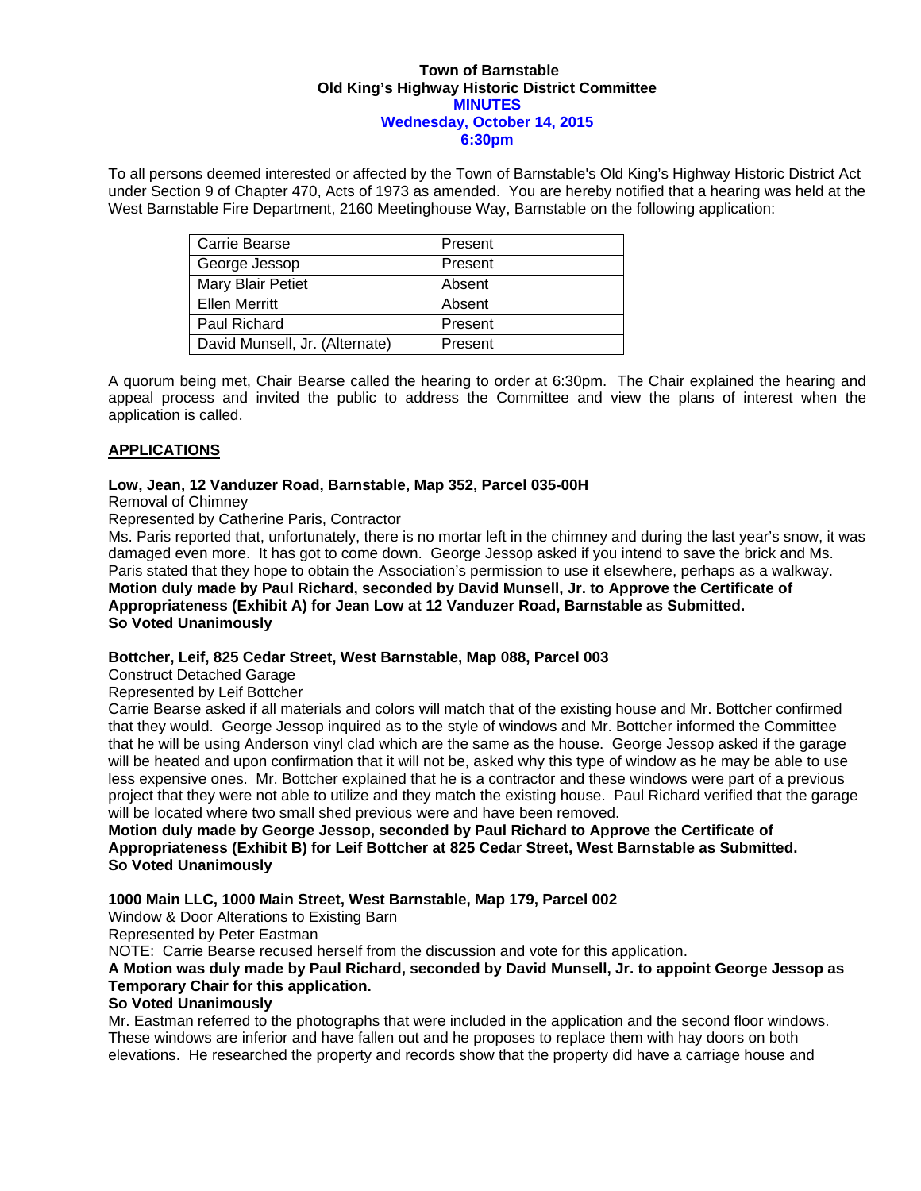**Town of Barnstable**
**Old King's Highway Historic District Committee**
**MINUTES**
**Wednesday, October 14, 2015**
**6:30pm**

To all persons deemed interested or affected by the Town of Barnstable's Old King's Highway Historic District Act under Section 9 of Chapter 470, Acts of 1973 as amended. You are hereby notified that a hearing was held at the West Barnstable Fire Department, 2160 Meetinghouse Way, Barnstable on the following application:

| | |
|---|---|
| Carrie Bearse | Present |
| George Jessop | Present |
| Mary Blair Petiet | Absent |
| Ellen Merritt | Absent |
| Paul Richard | Present |
| David Munsell, Jr. (Alternate) | Present |

A quorum being met, Chair Bearse called the hearing to order at 6:30pm. The Chair explained the hearing and appeal process and invited the public to address the Committee and view the plans of interest when the application is called.

## APPLICATIONS

**Low, Jean, 12 Vanduzer Road, Barnstable, Map 352, Parcel 035-00H**
Removal of Chimney
Represented by Catherine Paris, Contractor
Ms. Paris reported that, unfortunately, there is no mortar left in the chimney and during the last year's snow, it was damaged even more. It has got to come down. George Jessop asked if you intend to save the brick and Ms. Paris stated that they hope to obtain the Association's permission to use it elsewhere, perhaps as a walkway.
**Motion duly made by Paul Richard, seconded by David Munsell, Jr. to Approve the Certificate of Appropriateness (Exhibit A) for Jean Low at 12 Vanduzer Road, Barnstable as Submitted.**
**So Voted Unanimously**

**Bottcher, Leif, 825 Cedar Street, West Barnstable, Map 088, Parcel 003**
Construct Detached Garage
Represented by Leif Bottcher
Carrie Bearse asked if all materials and colors will match that of the existing house and Mr. Bottcher confirmed that they would. George Jessop inquired as to the style of windows and Mr. Bottcher informed the Committee that he will be using Anderson vinyl clad which are the same as the house. George Jessop asked if the garage will be heated and upon confirmation that it will not be, asked why this type of window as he may be able to use less expensive ones. Mr. Bottcher explained that he is a contractor and these windows were part of a previous project that they were not able to utilize and they match the existing house. Paul Richard verified that the garage will be located where two small shed previous were and have been removed.
**Motion duly made by George Jessop, seconded by Paul Richard to Approve the Certificate of Appropriateness (Exhibit B) for Leif Bottcher at 825 Cedar Street, West Barnstable as Submitted.**
**So Voted Unanimously**

**1000 Main LLC, 1000 Main Street, West Barnstable, Map 179, Parcel 002**
Window & Door Alterations to Existing Barn
Represented by Peter Eastman
NOTE: Carrie Bearse recused herself from the discussion and vote for this application.
**A Motion was duly made by Paul Richard, seconded by David Munsell, Jr. to appoint George Jessop as Temporary Chair for this application.**
**So Voted Unanimously**
Mr. Eastman referred to the photographs that were included in the application and the second floor windows. These windows are inferior and have fallen out and he proposes to replace them with hay doors on both elevations. He researched the property and records show that the property did have a carriage house and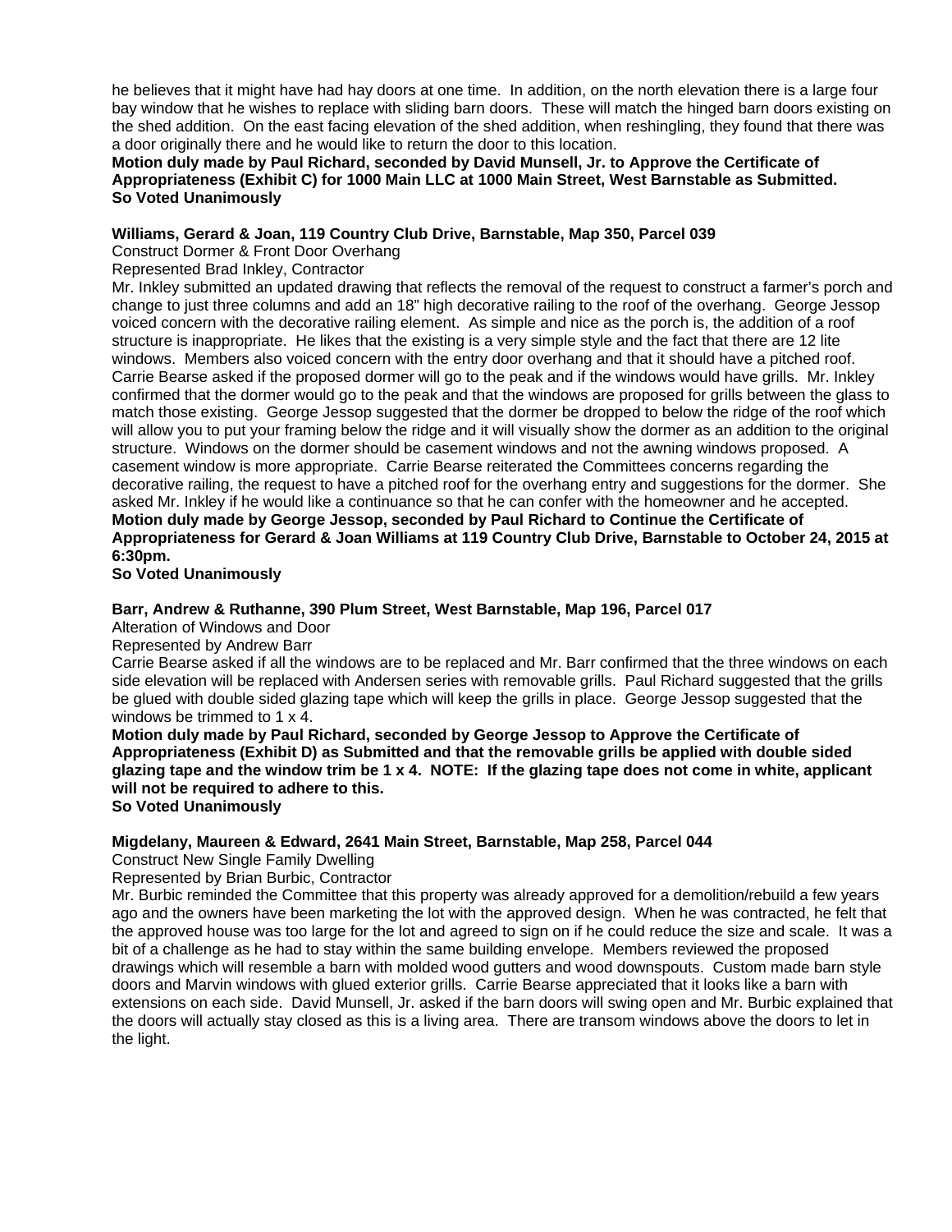he believes that it might have had hay doors at one time. In addition, on the north elevation there is a large four bay window that he wishes to replace with sliding barn doors. These will match the hinged barn doors existing on the shed addition. On the east facing elevation of the shed addition, when reshingling, they found that there was a door originally there and he would like to return the door to this location.

**Motion duly made by Paul Richard, seconded by David Munsell, Jr. to Approve the Certificate of Appropriateness (Exhibit C) for 1000 Main LLC at 1000 Main Street, West Barnstable as Submitted.**
**So Voted Unanimously**

**Williams, Gerard & Joan, 119 Country Club Drive, Barnstable, Map 350, Parcel 039**

Construct Dormer & Front Door Overhang

Represented Brad Inkley, Contractor

Mr. Inkley submitted an updated drawing that reflects the removal of the request to construct a farmer's porch and change to just three columns and add an 18" high decorative railing to the roof of the overhang. George Jessop voiced concern with the decorative railing element. As simple and nice as the porch is, the addition of a roof structure is inappropriate. He likes that the existing is a very simple style and the fact that there are 12 lite windows. Members also voiced concern with the entry door overhang and that it should have a pitched roof. Carrie Bearse asked if the proposed dormer will go to the peak and if the windows would have grills. Mr. Inkley confirmed that the dormer would go to the peak and that the windows are proposed for grills between the glass to match those existing. George Jessop suggested that the dormer be dropped to below the ridge of the roof which will allow you to put your framing below the ridge and it will visually show the dormer as an addition to the original structure. Windows on the dormer should be casement windows and not the awning windows proposed. A casement window is more appropriate. Carrie Bearse reiterated the Committees concerns regarding the decorative railing, the request to have a pitched roof for the overhang entry and suggestions for the dormer. She asked Mr. Inkley if he would like a continuance so that he can confer with the homeowner and he accepted.

**Motion duly made by George Jessop, seconded by Paul Richard to Continue the Certificate of Appropriateness for Gerard & Joan Williams at 119 Country Club Drive, Barnstable to October 24, 2015 at 6:30pm.**
**So Voted Unanimously**

**Barr, Andrew & Ruthanne, 390 Plum Street, West Barnstable, Map 196, Parcel 017**

Alteration of Windows and Door

Represented by Andrew Barr

Carrie Bearse asked if all the windows are to be replaced and Mr. Barr confirmed that the three windows on each side elevation will be replaced with Andersen series with removable grills. Paul Richard suggested that the grills be glued with double sided glazing tape which will keep the grills in place. George Jessop suggested that the windows be trimmed to 1 x 4.

**Motion duly made by Paul Richard, seconded by George Jessop to Approve the Certificate of Appropriateness (Exhibit D) as Submitted and that the removable grills be applied with double sided glazing tape and the window trim be 1 x 4. NOTE: If the glazing tape does not come in white, applicant will not be required to adhere to this.**
**So Voted Unanimously**

**Migdelany, Maureen & Edward, 2641 Main Street, Barnstable, Map 258, Parcel 044**

Construct New Single Family Dwelling

Represented by Brian Burbic, Contractor

Mr. Burbic reminded the Committee that this property was already approved for a demolition/rebuild a few years ago and the owners have been marketing the lot with the approved design. When he was contracted, he felt that the approved house was too large for the lot and agreed to sign on if he could reduce the size and scale. It was a bit of a challenge as he had to stay within the same building envelope. Members reviewed the proposed drawings which will resemble a barn with molded wood gutters and wood downspouts. Custom made barn style doors and Marvin windows with glued exterior grills. Carrie Bearse appreciated that it looks like a barn with extensions on each side. David Munsell, Jr. asked if the barn doors will swing open and Mr. Burbic explained that the doors will actually stay closed as this is a living area. There are transom windows above the doors to let in the light.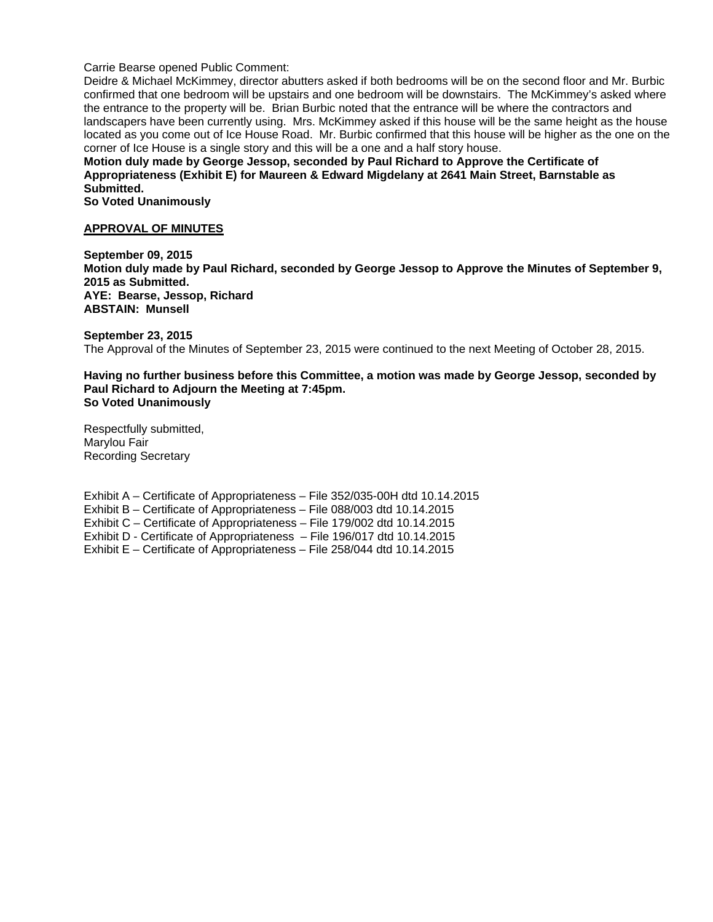Carrie Bearse opened Public Comment:
Deidre & Michael McKimmey, director abutters asked if both bedrooms will be on the second floor and Mr. Burbic confirmed that one bedroom will be upstairs and one bedroom will be downstairs. The McKimmey's asked where the entrance to the property will be. Brian Burbic noted that the entrance will be where the contractors and landscapers have been currently using. Mrs. McKimmey asked if this house will be the same height as the house located as you come out of Ice House Road. Mr. Burbic confirmed that this house will be higher as the one on the corner of Ice House is a single story and this will be a one and a half story house.

**Motion duly made by George Jessop, seconded by Paul Richard to Approve the Certificate of Appropriateness (Exhibit E) for Maureen & Edward Migdelany at 2641 Main Street, Barnstable as Submitted.**
**So Voted Unanimously**

**APPROVAL OF MINUTES**

**September 09, 2015**
**Motion duly made by Paul Richard, seconded by George Jessop to Approve the Minutes of September 9, 2015 as Submitted.**
**AYE: Bearse, Jessop, Richard**
**ABSTAIN: Munsell**

**September 23, 2015**
The Approval of the Minutes of September 23, 2015 were continued to the next Meeting of October 28, 2015.

**Having no further business before this Committee, a motion was made by George Jessop, seconded by Paul Richard to Adjourn the Meeting at 7:45pm.**
**So Voted Unanimously**

Respectfully submitted,
Marylou Fair
Recording Secretary

Exhibit A – Certificate of Appropriateness – File 352/035-00H dtd 10.14.2015
Exhibit B – Certificate of Appropriateness – File 088/003 dtd 10.14.2015
Exhibit C – Certificate of Appropriateness – File 179/002 dtd 10.14.2015
Exhibit D - Certificate of Appropriateness – File 196/017 dtd 10.14.2015
Exhibit E – Certificate of Appropriateness – File 258/044 dtd 10.14.2015